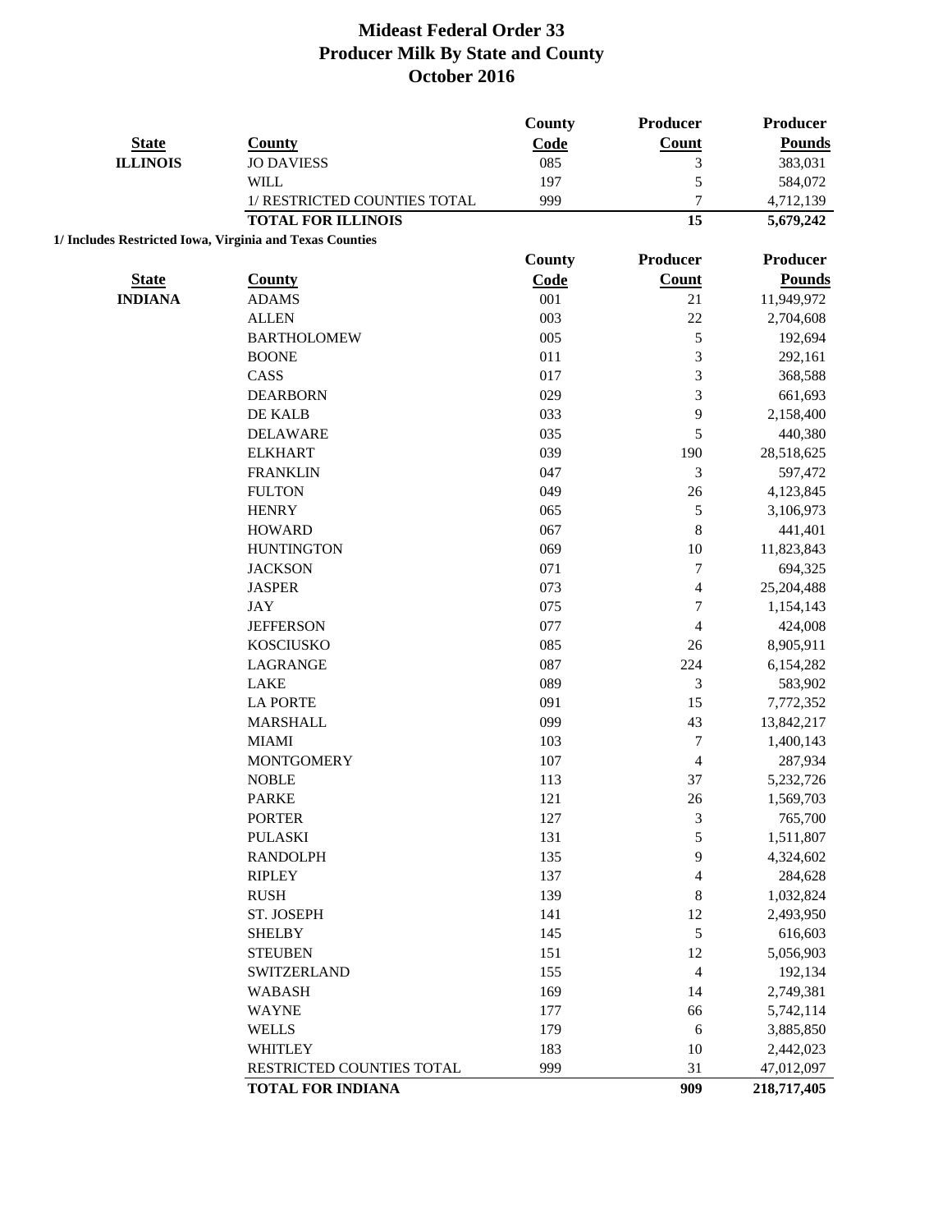# Mideast Federal Order 33
## Producer Milk By State and County
## October 2016

| State | County | County Code | Producer Count | Producer Pounds |
|---|---|---|---|---|
| ILLINOIS | JO DAVIESS | 085 | 3 | 383,031 |
| | WILL | 197 | 5 | 584,072 |
| | 1/ RESTRICTED COUNTIES TOTAL | 999 | 7 | 4,712,139 |
| | **TOTAL FOR ILLINOIS** | | **15** | **5,679,242** |

**1/ Includes Restricted Iowa, Virginia and Texas Counties**

| State | County | County Code | Producer Count | Producer Pounds |
|---|---|---|---|---|
| INDIANA | ADAMS | 001 | 21 | 11,949,972 |
| | ALLEN | 003 | 22 | 2,704,608 |
| | BARTHOLOMEW | 005 | 5 | 192,694 |
| | BOONE | 011 | 3 | 292,161 |
| | CASS | 017 | 3 | 368,588 |
| | DEARBORN | 029 | 3 | 661,693 |
| | DE KALB | 033 | 9 | 2,158,400 |
| | DELAWARE | 035 | 5 | 440,380 |
| | ELKHART | 039 | 190 | 28,518,625 |
| | FRANKLIN | 047 | 3 | 597,472 |
| | FULTON | 049 | 26 | 4,123,845 |
| | HENRY | 065 | 5 | 3,106,973 |
| | HOWARD | 067 | 8 | 441,401 |
| | HUNTINGTON | 069 | 10 | 11,823,843 |
| | JACKSON | 071 | 7 | 694,325 |
| | JASPER | 073 | 4 | 25,204,488 |
| | JAY | 075 | 7 | 1,154,143 |
| | JEFFERSON | 077 | 4 | 424,008 |
| | KOSCIUSKO | 085 | 26 | 8,905,911 |
| | LAGRANGE | 087 | 224 | 6,154,282 |
| | LAKE | 089 | 3 | 583,902 |
| | LA PORTE | 091 | 15 | 7,772,352 |
| | MARSHALL | 099 | 43 | 13,842,217 |
| | MIAMI | 103 | 7 | 1,400,143 |
| | MONTGOMERY | 107 | 4 | 287,934 |
| | NOBLE | 113 | 37 | 5,232,726 |
| | PARKE | 121 | 26 | 1,569,703 |
| | PORTER | 127 | 3 | 765,700 |
| | PULASKI | 131 | 5 | 1,511,807 |
| | RANDOLPH | 135 | 9 | 4,324,602 |
| | RIPLEY | 137 | 4 | 284,628 |
| | RUSH | 139 | 8 | 1,032,824 |
| | ST. JOSEPH | 141 | 12 | 2,493,950 |
| | SHELBY | 145 | 5 | 616,603 |
| | STEUBEN | 151 | 12 | 5,056,903 |
| | SWITZERLAND | 155 | 4 | 192,134 |
| | WABASH | 169 | 14 | 2,749,381 |
| | WAYNE | 177 | 66 | 5,742,114 |
| | WELLS | 179 | 6 | 3,885,850 |
| | WHITLEY | 183 | 10 | 2,442,023 |
| | RESTRICTED COUNTIES TOTAL | 999 | 31 | 47,012,097 |
| | **TOTAL FOR INDIANA** | | **909** | **218,717,405** |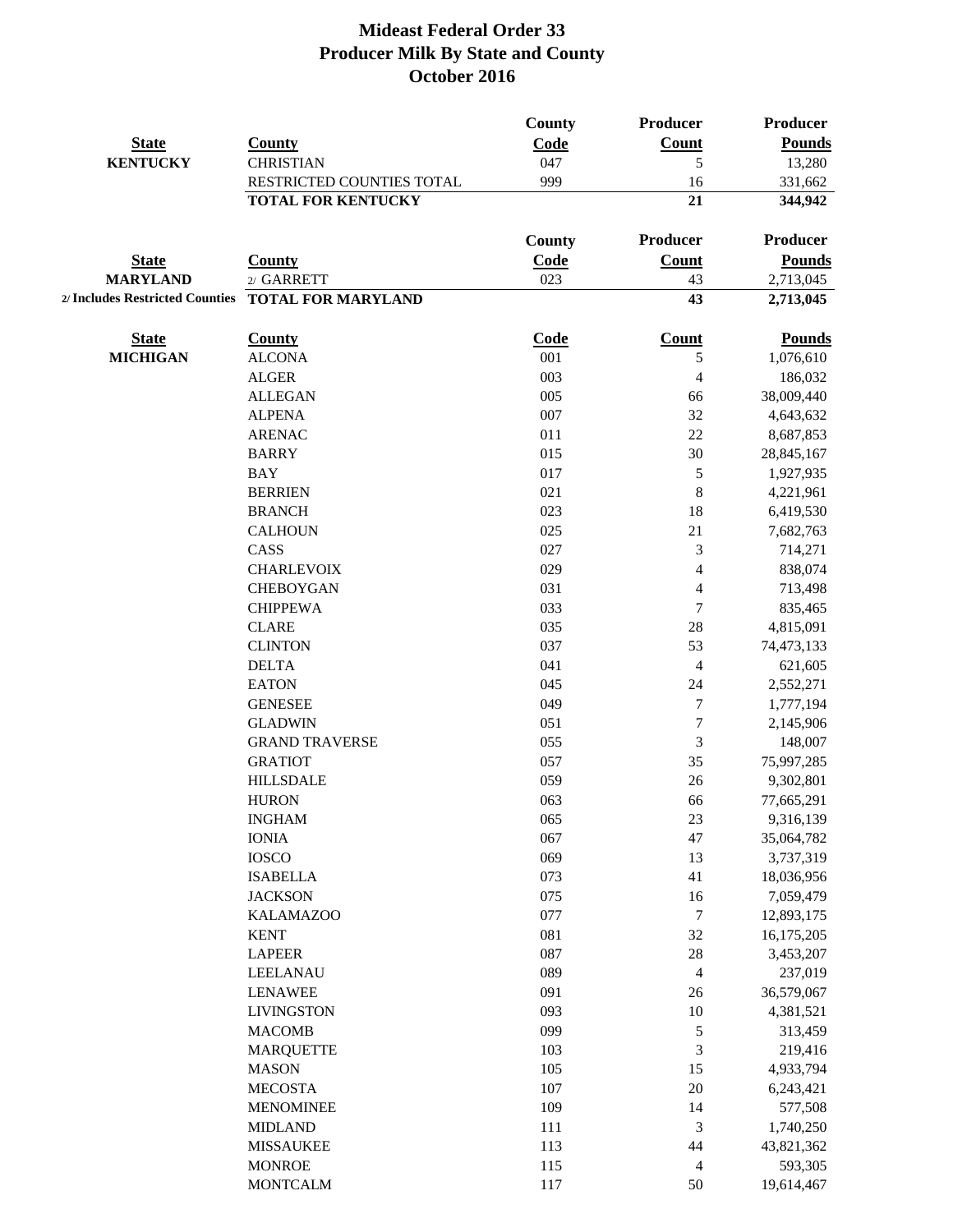# Mideast Federal Order 33
## Producer Milk By State and County
## October 2016

| State | County | County Code | Producer Count | Producer Pounds |
|---|---|---|---|---|
| KENTUCKY | CHRISTIAN | 047 | 5 | 13,280 |
| | RESTRICTED COUNTIES TOTAL | 999 | 16 | 331,662 |
| | **TOTAL FOR KENTUCKY** | | **21** | **344,942** |

| State | County | County Code | Producer Count | Producer Pounds |
|---|---|---|---|---|
| MARYLAND | 2/ GARRETT | 023 | 43 | 2,713,045 |
| 2/ Includes Restricted Counties | **TOTAL FOR MARYLAND** | | **43** | **2,713,045** |

| State | County | Code | Count | Pounds |
|---|---|---|---|---|
| MICHIGAN | ALCONA | 001 | 5 | 1,076,610 |
| | ALGER | 003 | 4 | 186,032 |
| | ALLEGAN | 005 | 66 | 38,009,440 |
| | ALPENA | 007 | 32 | 4,643,632 |
| | ARENAC | 011 | 22 | 8,687,853 |
| | BARRY | 015 | 30 | 28,845,167 |
| | BAY | 017 | 5 | 1,927,935 |
| | BERRIEN | 021 | 8 | 4,221,961 |
| | BRANCH | 023 | 18 | 6,419,530 |
| | CALHOUN | 025 | 21 | 7,682,763 |
| | CASS | 027 | 3 | 714,271 |
| | CHARLEVOIX | 029 | 4 | 838,074 |
| | CHEBOYGAN | 031 | 4 | 713,498 |
| | CHIPPEWA | 033 | 7 | 835,465 |
| | CLARE | 035 | 28 | 4,815,091 |
| | CLINTON | 037 | 53 | 74,473,133 |
| | DELTA | 041 | 4 | 621,605 |
| | EATON | 045 | 24 | 2,552,271 |
| | GENESEE | 049 | 7 | 1,777,194 |
| | GLADWIN | 051 | 7 | 2,145,906 |
| | GRAND TRAVERSE | 055 | 3 | 148,007 |
| | GRATIOT | 057 | 35 | 75,997,285 |
| | HILLSDALE | 059 | 26 | 9,302,801 |
| | HURON | 063 | 66 | 77,665,291 |
| | INGHAM | 065 | 23 | 9,316,139 |
| | IONIA | 067 | 47 | 35,064,782 |
| | IOSCO | 069 | 13 | 3,737,319 |
| | ISABELLA | 073 | 41 | 18,036,956 |
| | JACKSON | 075 | 16 | 7,059,479 |
| | KALAMAZOO | 077 | 7 | 12,893,175 |
| | KENT | 081 | 32 | 16,175,205 |
| | LAPEER | 087 | 28 | 3,453,207 |
| | LEELANAU | 089 | 4 | 237,019 |
| | LENAWEE | 091 | 26 | 36,579,067 |
| | LIVINGSTON | 093 | 10 | 4,381,521 |
| | MACOMB | 099 | 5 | 313,459 |
| | MARQUETTE | 103 | 3 | 219,416 |
| | MASON | 105 | 15 | 4,933,794 |
| | MECOSTA | 107 | 20 | 6,243,421 |
| | MENOMINEE | 109 | 14 | 577,508 |
| | MIDLAND | 111 | 3 | 1,740,250 |
| | MISSAUKEE | 113 | 44 | 43,821,362 |
| | MONROE | 115 | 4 | 593,305 |
| | MONTCALM | 117 | 50 | 19,614,467 |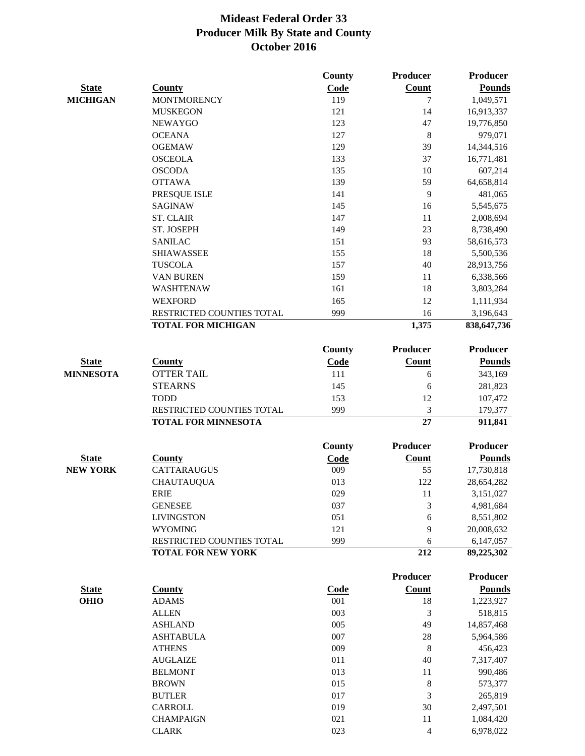# Mideast Federal Order 33
## Producer Milk By State and County
## October 2016

| State | County | County Code | Producer Count | Producer Pounds |
|---|---|---|---|---|
| MICHIGAN | MONTMORENCY | 119 | 7 | 1,049,571 |
| | MUSKEGON | 121 | 14 | 16,913,337 |
| | NEWAYGO | 123 | 47 | 19,776,850 |
| | OCEANA | 127 | 8 | 979,071 |
| | OGEMAW | 129 | 39 | 14,344,516 |
| | OSCEOLA | 133 | 37 | 16,771,481 |
| | OSCODA | 135 | 10 | 607,214 |
| | OTTAWA | 139 | 59 | 64,658,814 |
| | PRESQUE ISLE | 141 | 9 | 481,065 |
| | SAGINAW | 145 | 16 | 5,545,675 |
| | ST. CLAIR | 147 | 11 | 2,008,694 |
| | ST. JOSEPH | 149 | 23 | 8,738,490 |
| | SANILAC | 151 | 93 | 58,616,573 |
| | SHIAWASSEE | 155 | 18 | 5,500,536 |
| | TUSCOLA | 157 | 40 | 28,913,756 |
| | VAN BUREN | 159 | 11 | 6,338,566 |
| | WASHTENAW | 161 | 18 | 3,803,284 |
| | WEXFORD | 165 | 12 | 1,111,934 |
| | RESTRICTED COUNTIES TOTAL | 999 | 16 | 3,196,643 |
| | **TOTAL FOR MICHIGAN** | | **1,375** | **838,647,736** |

| State | County | County Code | Producer Count | Producer Pounds |
|---|---|---|---|---|
| MINNESOTA | OTTER TAIL | 111 | 6 | 343,169 |
| | STEARNS | 145 | 6 | 281,823 |
| | TODD | 153 | 12 | 107,472 |
| | RESTRICTED COUNTIES TOTAL | 999 | 3 | 179,377 |
| | **TOTAL FOR MINNESOTA** | | **27** | **911,841** |

| State | County | County Code | Producer Count | Producer Pounds |
|---|---|---|---|---|
| NEW YORK | CATTARAUGUS | 009 | 55 | 17,730,818 |
| | CHAUTAUQUA | 013 | 122 | 28,654,282 |
| | ERIE | 029 | 11 | 3,151,027 |
| | GENESEE | 037 | 3 | 4,981,684 |
| | LIVINGSTON | 051 | 6 | 8,551,802 |
| | WYOMING | 121 | 9 | 20,008,632 |
| | RESTRICTED COUNTIES TOTAL | 999 | 6 | 6,147,057 |
| | **TOTAL FOR NEW YORK** | | **212** | **89,225,302** |

| State | County | Code | Producer Count | Producer Pounds |
|---|---|---|---|---|
| OHIO | ADAMS | 001 | 18 | 1,223,927 |
| | ALLEN | 003 | 3 | 518,815 |
| | ASHLAND | 005 | 49 | 14,857,468 |
| | ASHTABULA | 007 | 28 | 5,964,586 |
| | ATHENS | 009 | 8 | 456,423 |
| | AUGLAIZE | 011 | 40 | 7,317,407 |
| | BELMONT | 013 | 11 | 990,486 |
| | BROWN | 015 | 8 | 573,377 |
| | BUTLER | 017 | 3 | 265,819 |
| | CARROLL | 019 | 30 | 2,497,501 |
| | CHAMPAIGN | 021 | 11 | 1,084,420 |
| | CLARK | 023 | 4 | 6,978,022 |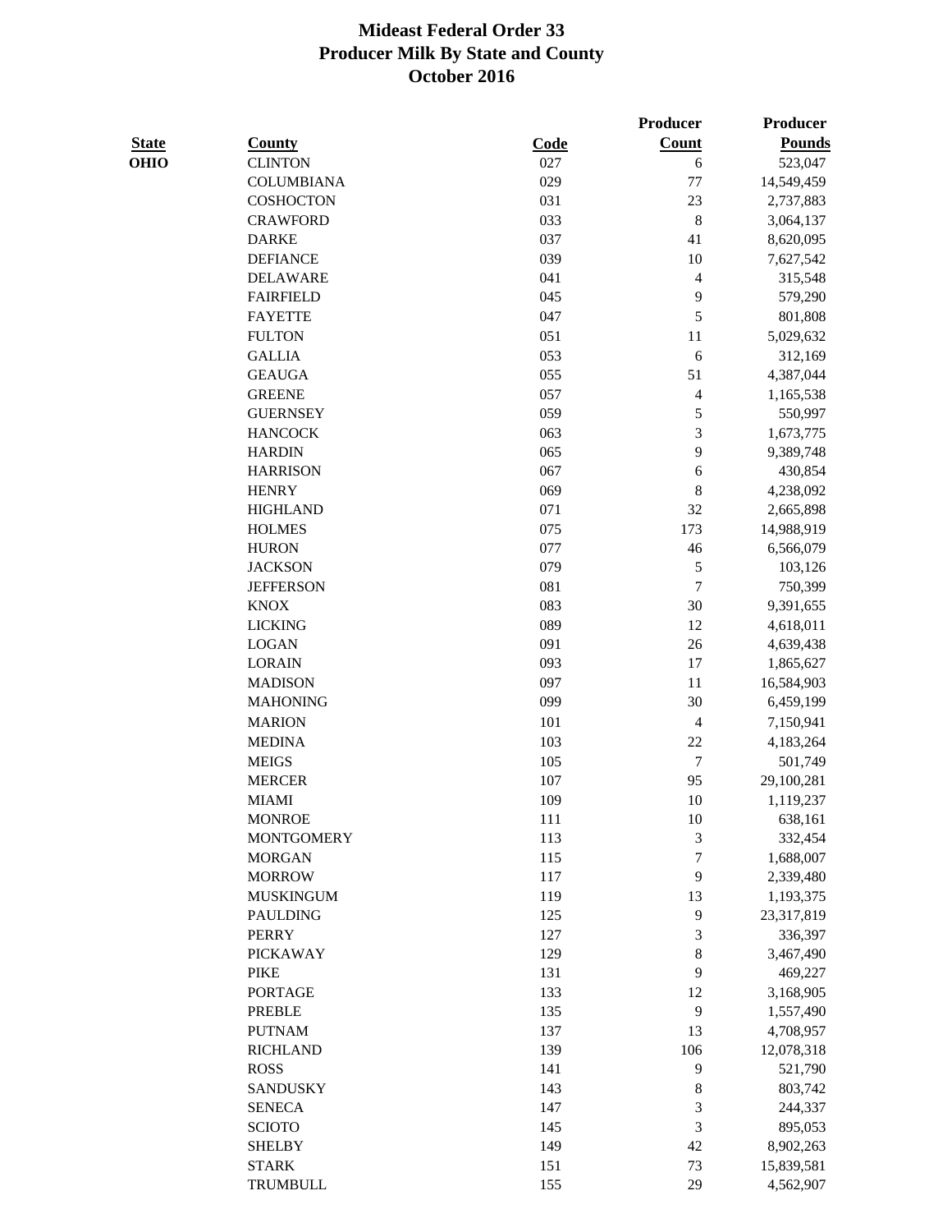# Mideast Federal Order 33
## Producer Milk By State and County
## October 2016

| State | County | Code | Producer Count | Producer Pounds |
|---|---|---|---|---|
| OHIO | CLINTON | 027 | 6 | 523,047 |
| | COLUMBIANA | 029 | 77 | 14,549,459 |
| | COSHOCTON | 031 | 23 | 2,737,883 |
| | CRAWFORD | 033 | 8 | 3,064,137 |
| | DARKE | 037 | 41 | 8,620,095 |
| | DEFIANCE | 039 | 10 | 7,627,542 |
| | DELAWARE | 041 | 4 | 315,548 |
| | FAIRFIELD | 045 | 9 | 579,290 |
| | FAYETTE | 047 | 5 | 801,808 |
| | FULTON | 051 | 11 | 5,029,632 |
| | GALLIA | 053 | 6 | 312,169 |
| | GEAUGA | 055 | 51 | 4,387,044 |
| | GREENE | 057 | 4 | 1,165,538 |
| | GUERNSEY | 059 | 5 | 550,997 |
| | HANCOCK | 063 | 3 | 1,673,775 |
| | HARDIN | 065 | 9 | 9,389,748 |
| | HARRISON | 067 | 6 | 430,854 |
| | HENRY | 069 | 8 | 4,238,092 |
| | HIGHLAND | 071 | 32 | 2,665,898 |
| | HOLMES | 075 | 173 | 14,988,919 |
| | HURON | 077 | 46 | 6,566,079 |
| | JACKSON | 079 | 5 | 103,126 |
| | JEFFERSON | 081 | 7 | 750,399 |
| | KNOX | 083 | 30 | 9,391,655 |
| | LICKING | 089 | 12 | 4,618,011 |
| | LOGAN | 091 | 26 | 4,639,438 |
| | LORAIN | 093 | 17 | 1,865,627 |
| | MADISON | 097 | 11 | 16,584,903 |
| | MAHONING | 099 | 30 | 6,459,199 |
| | MARION | 101 | 4 | 7,150,941 |
| | MEDINA | 103 | 22 | 4,183,264 |
| | MEIGS | 105 | 7 | 501,749 |
| | MERCER | 107 | 95 | 29,100,281 |
| | MIAMI | 109 | 10 | 1,119,237 |
| | MONROE | 111 | 10 | 638,161 |
| | MONTGOMERY | 113 | 3 | 332,454 |
| | MORGAN | 115 | 7 | 1,688,007 |
| | MORROW | 117 | 9 | 2,339,480 |
| | MUSKINGUM | 119 | 13 | 1,193,375 |
| | PAULDING | 125 | 9 | 23,317,819 |
| | PERRY | 127 | 3 | 336,397 |
| | PICKAWAY | 129 | 8 | 3,467,490 |
| | PIKE | 131 | 9 | 469,227 |
| | PORTAGE | 133 | 12 | 3,168,905 |
| | PREBLE | 135 | 9 | 1,557,490 |
| | PUTNAM | 137 | 13 | 4,708,957 |
| | RICHLAND | 139 | 106 | 12,078,318 |
| | ROSS | 141 | 9 | 521,790 |
| | SANDUSKY | 143 | 8 | 803,742 |
| | SENECA | 147 | 3 | 244,337 |
| | SCIOTO | 145 | 3 | 895,053 |
| | SHELBY | 149 | 42 | 8,902,263 |
| | STARK | 151 | 73 | 15,839,581 |
| | TRUMBULL | 155 | 29 | 4,562,907 |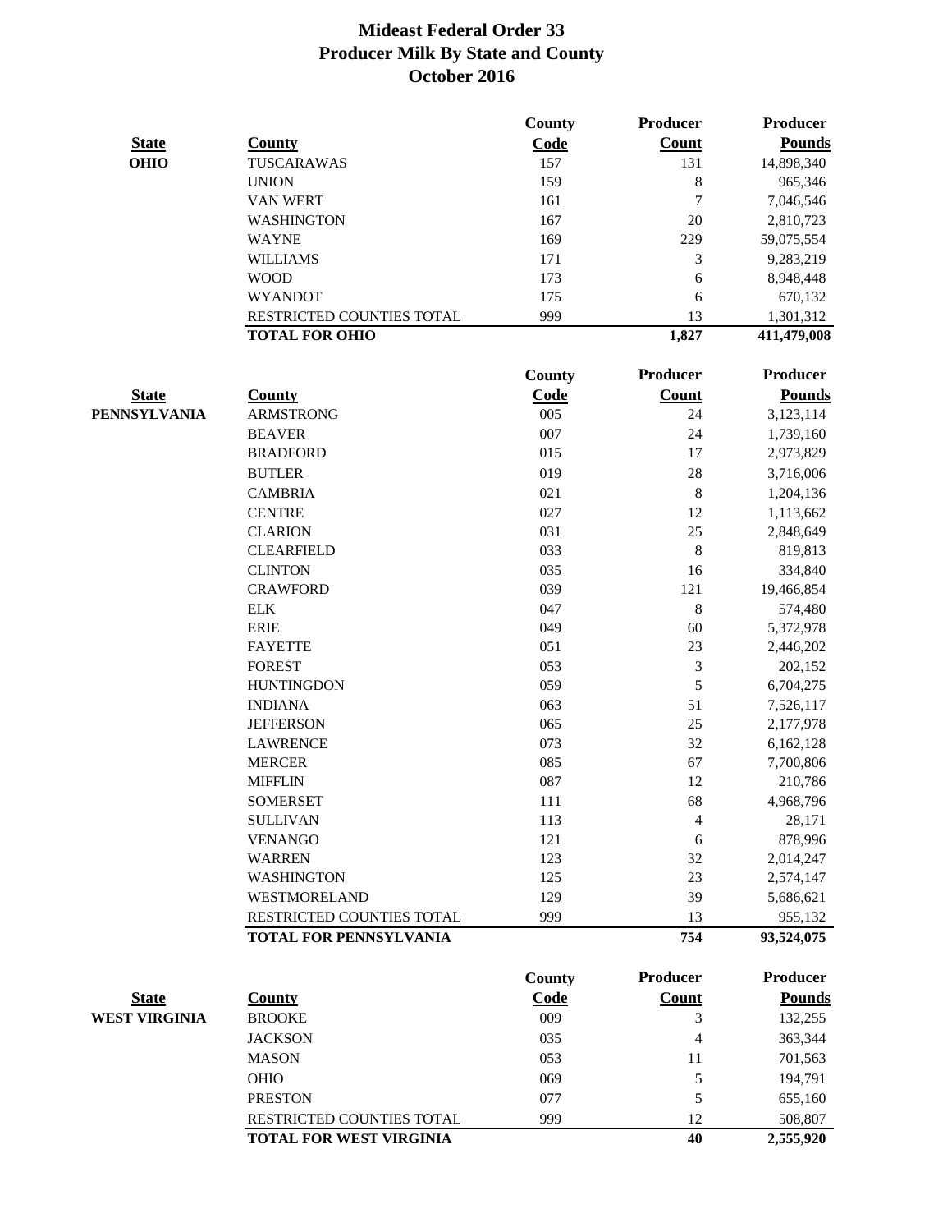# Mideast Federal Order 33
# Producer Milk By State and County
# October 2016

| State | County | County Code | Producer Count | Producer Pounds |
|---|---|---|---|---|
| OHIO | TUSCARAWAS | 157 | 131 | 14,898,340 |
| | UNION | 159 | 8 | 965,346 |
| | VAN WERT | 161 | 7 | 7,046,546 |
| | WASHINGTON | 167 | 20 | 2,810,723 |
| | WAYNE | 169 | 229 | 59,075,554 |
| | WILLIAMS | 171 | 3 | 9,283,219 |
| | WOOD | 173 | 6 | 8,948,448 |
| | WYANDOT | 175 | 6 | 670,132 |
| | RESTRICTED COUNTIES TOTAL | 999 | 13 | 1,301,312 |
| | **TOTAL FOR OHIO** | | **1,827** | **411,479,008** |

| State | County | County Code | Producer Count | Producer Pounds |
|---|---|---|---|---|
| PENNSYLVANIA | ARMSTRONG | 005 | 24 | 3,123,114 |
| | BEAVER | 007 | 24 | 1,739,160 |
| | BRADFORD | 015 | 17 | 2,973,829 |
| | BUTLER | 019 | 28 | 3,716,006 |
| | CAMBRIA | 021 | 8 | 1,204,136 |
| | CENTRE | 027 | 12 | 1,113,662 |
| | CLARION | 031 | 25 | 2,848,649 |
| | CLEARFIELD | 033 | 8 | 819,813 |
| | CLINTON | 035 | 16 | 334,840 |
| | CRAWFORD | 039 | 121 | 19,466,854 |
| | ELK | 047 | 8 | 574,480 |
| | ERIE | 049 | 60 | 5,372,978 |
| | FAYETTE | 051 | 23 | 2,446,202 |
| | FOREST | 053 | 3 | 202,152 |
| | HUNTINGDON | 059 | 5 | 6,704,275 |
| | INDIANA | 063 | 51 | 7,526,117 |
| | JEFFERSON | 065 | 25 | 2,177,978 |
| | LAWRENCE | 073 | 32 | 6,162,128 |
| | MERCER | 085 | 67 | 7,700,806 |
| | MIFFLIN | 087 | 12 | 210,786 |
| | SOMERSET | 111 | 68 | 4,968,796 |
| | SULLIVAN | 113 | 4 | 28,171 |
| | VENANGO | 121 | 6 | 878,996 |
| | WARREN | 123 | 32 | 2,014,247 |
| | WASHINGTON | 125 | 23 | 2,574,147 |
| | WESTMORELAND | 129 | 39 | 5,686,621 |
| | RESTRICTED COUNTIES TOTAL | 999 | 13 | 955,132 |
| | **TOTAL FOR PENNSYLVANIA** | | **754** | **93,524,075** |

| State | County | County Code | Producer Count | Producer Pounds |
|---|---|---|---|---|
| WEST VIRGINIA | BROOKE | 009 | 3 | 132,255 |
| | JACKSON | 035 | 4 | 363,344 |
| | MASON | 053 | 11 | 701,563 |
| | OHIO | 069 | 5 | 194,791 |
| | PRESTON | 077 | 5 | 655,160 |
| | RESTRICTED COUNTIES TOTAL | 999 | 12 | 508,807 |
| | **TOTAL FOR WEST VIRGINIA** | | **40** | **2,555,920** |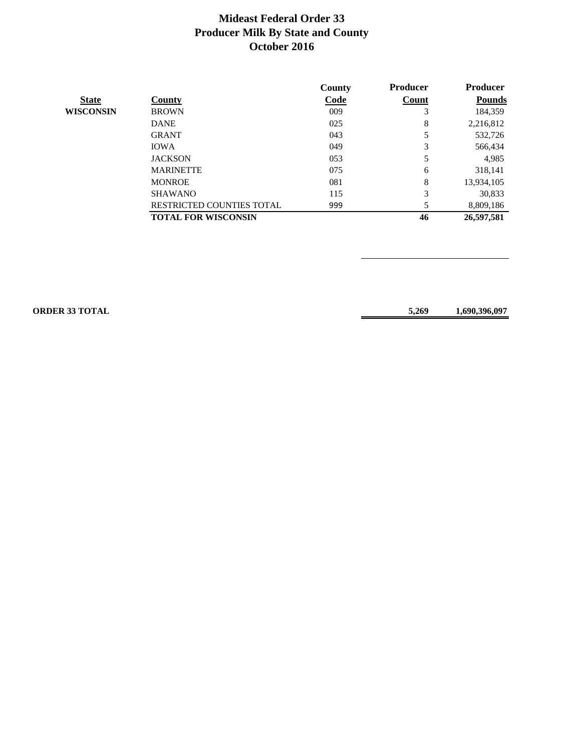# Mideast Federal Order 33
## Producer Milk By State and County
## October 2016

| State | County | County Code | Producer Count | Producer Pounds |
|---|---|---|---|---|
| WISCONSIN | BROWN | 009 | 3 | 184,359 |
| | DANE | 025 | 8 | 2,216,812 |
| | GRANT | 043 | 5 | 532,726 |
| | IOWA | 049 | 3 | 566,434 |
| | JACKSON | 053 | 5 | 4,985 |
| | MARINETTE | 075 | 6 | 318,141 |
| | MONROE | 081 | 8 | 13,934,105 |
| | SHAWANO | 115 | 3 | 30,833 |
| | RESTRICTED COUNTIES TOTAL | 999 | 5 | 8,809,186 |
| | **TOTAL FOR WISCONSIN** | | **46** | **26,597,581** |
| | | | | |
| **ORDER 33 TOTAL** | | | **5,269** | **1,690,396,097** |